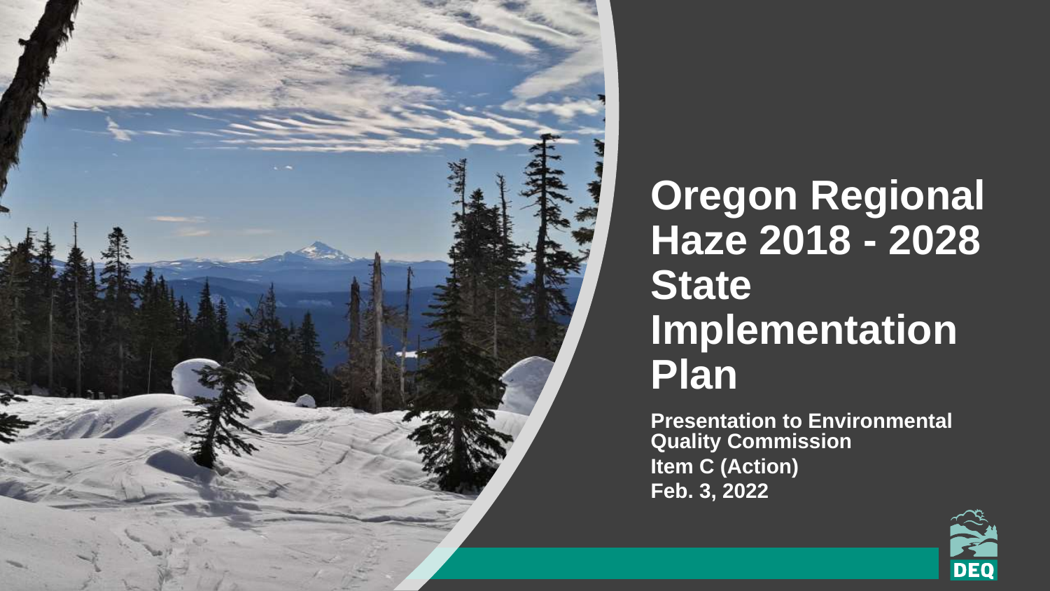# Oregon Regional Haze 2018 - 2028 State Implementation Plan

**Presentation to Environmental Quality Commission**
**Item C (Action)**
**Feb. 3, 2022**

DEQ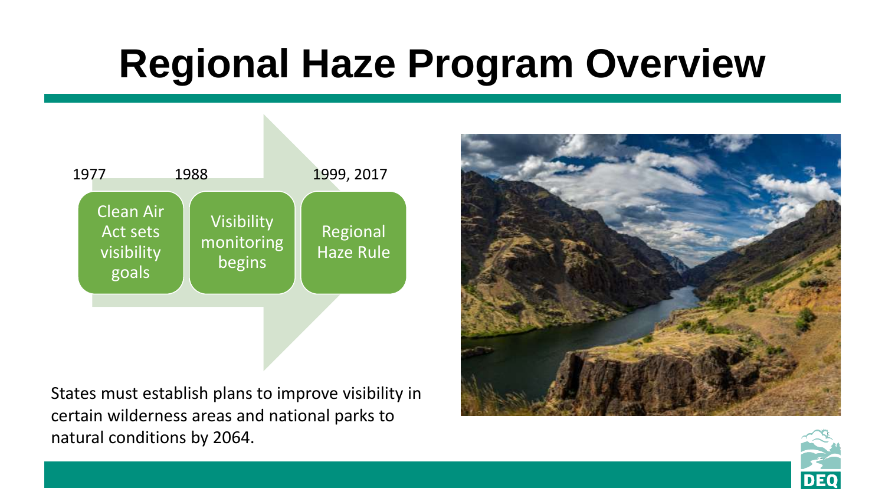# Regional Haze Program Overview

- 1977 — Clean Air Act sets visibility goals
- 1988 — Visibility monitoring begins
- 1999, 2017 — Regional Haze Rule

States must establish plans to improve visibility in certain wilderness areas and national parks to natural conditions by 2064.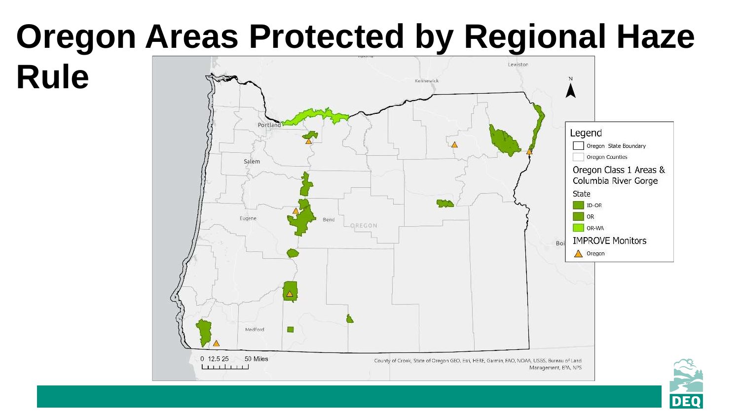# Oregon Areas Protected by Regional Haze Rule

Legend

- Oregon State Boundary
- Oregon Counties

Oregon Class 1 Areas & Columbia River Gorge

State

- ID-OR
- OR
- OR-WA

IMPROVE Monitors

- Oregon

0 12.5 25 50 Miles

County of Crook, State of Oregon GEO, Esri, HERE, Garmin, FAO, NOAA, USGS, Bureau of Land Management, EPA, NPS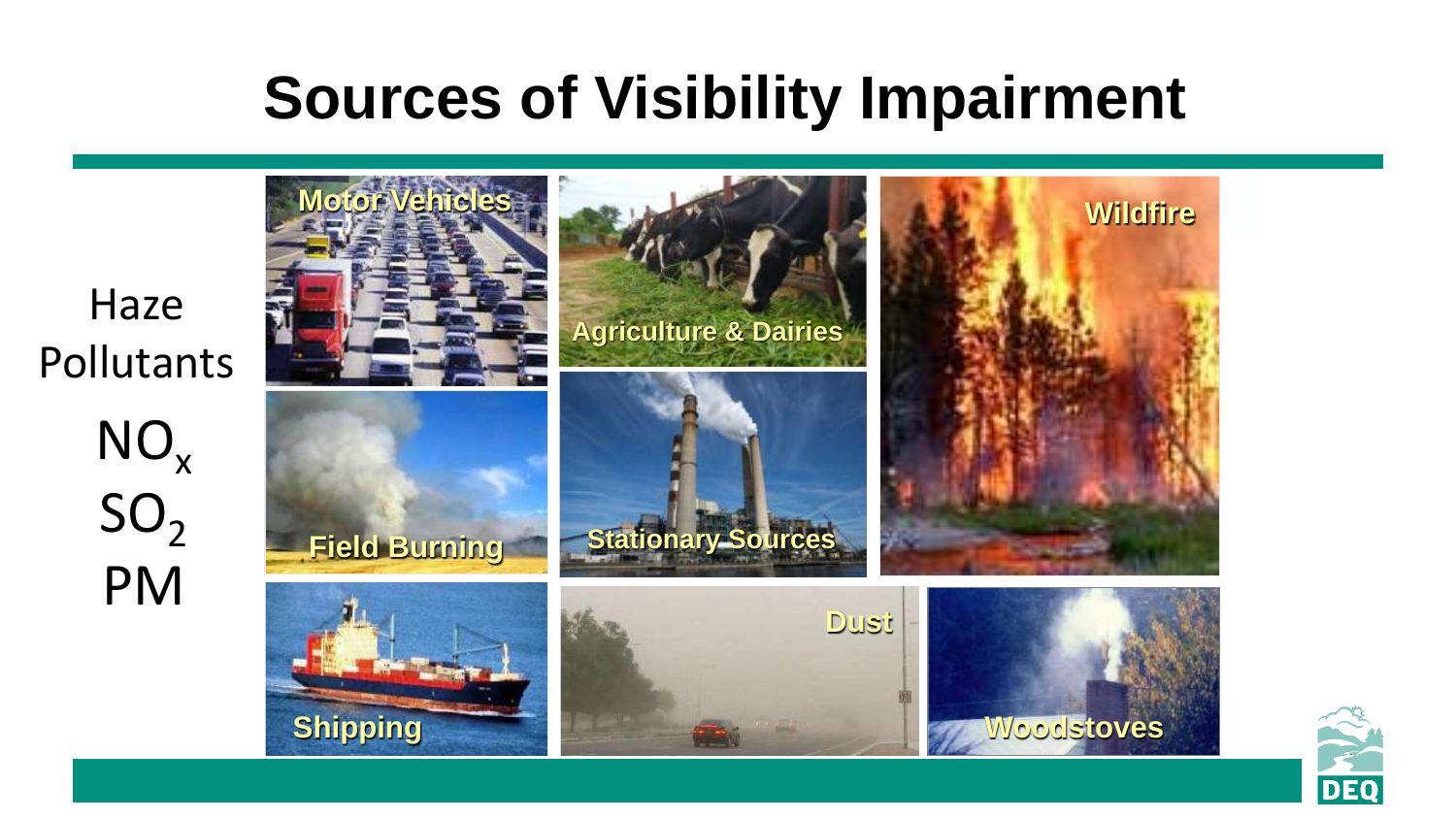# Sources of Visibility Impairment

Haze Pollutants

$NO_x$

$SO_2$

PM

Motor Vehicles

Agriculture & Dairies

Wildfire

Field Burning

Stationary Sources

Shipping

Dust

Woodstoves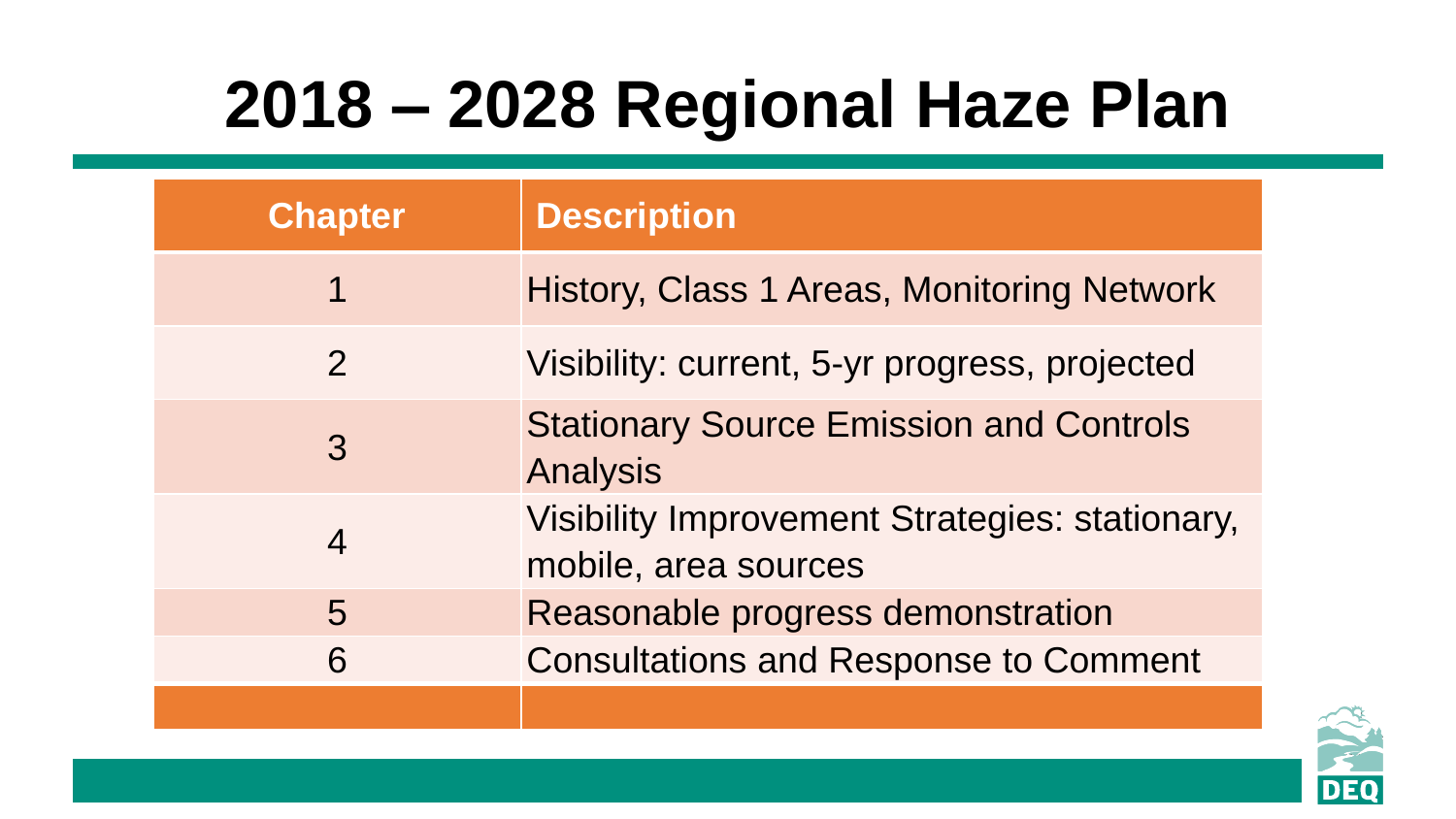# 2018 – 2028 Regional Haze Plan

| Chapter | Description |
|---|---|
| 1 | History, Class 1 Areas, Monitoring Network |
| 2 | Visibility: current, 5-yr progress, projected |
| 3 | Stationary Source Emission and Controls Analysis |
| 4 | Visibility Improvement Strategies: stationary, mobile, area sources |
| 5 | Reasonable progress demonstration |
| 6 | Consultations and Response to Comment |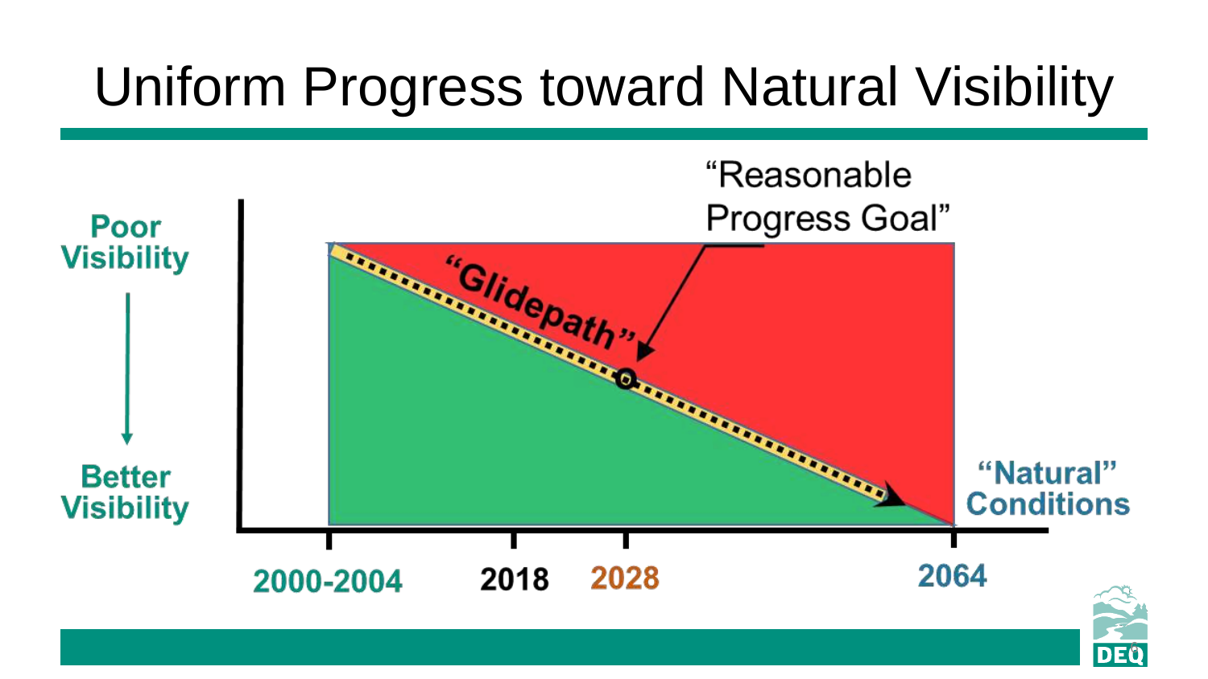# Uniform Progress toward Natural Visibility

Poor Visibility

Better Visibility

"Reasonable Progress Goal"

"Glidepath"

"Natural" Conditions

2000-2004 | 2018 | 2028 | 2064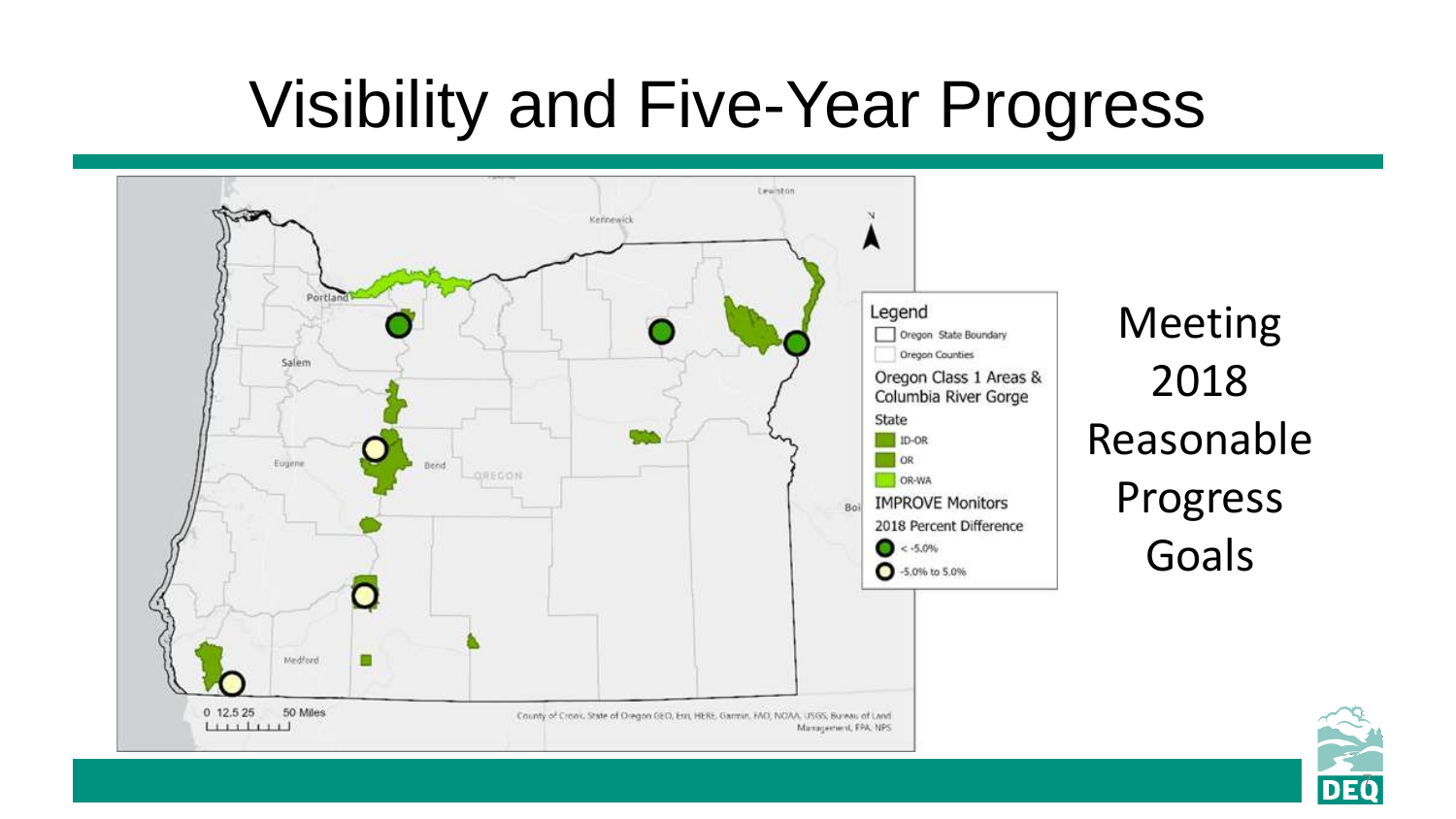# Visibility and Five-Year Progress

Legend

- Oregon State Boundary
- Oregon Counties

Oregon Class 1 Areas & Columbia River Gorge

State

- ID-OR
- OR
- OR-WA

IMPROVE Monitors

2018 Percent Difference

- < -5.0%
- -5.0% to 5.0%

0 12.5 25 50 Miles

County of Crook, State of Oregon GEO, Esri, HERE, Garmin, FAO, NOAA, USGS, Bureau of Land Management, EPA, NPS

Meeting 2018 Reasonable Progress Goals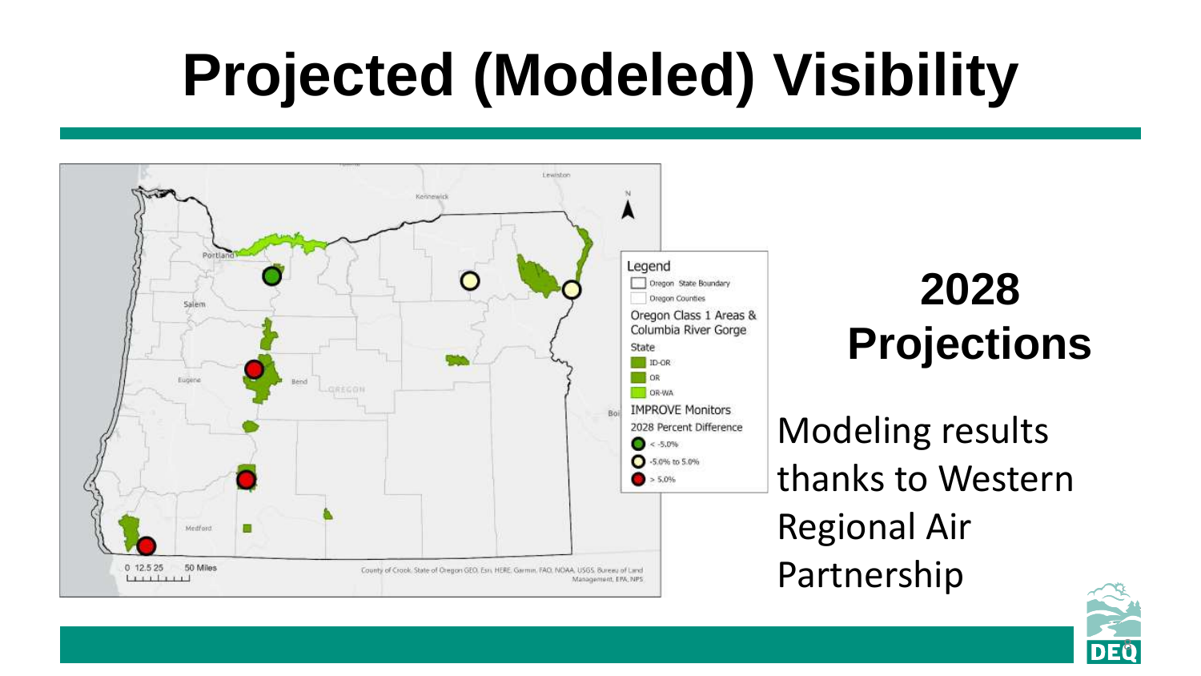# Projected (Modeled) Visibility

Legend

- Oregon State Boundary
- Oregon Counties

Oregon Class 1 Areas & Columbia River Gorge

State

- ID-OR
- OR
- OR-WA

IMPROVE Monitors

2028 Percent Difference

- < -5.0%
- -5.0% to 5.0%
- > 5.0%

0 12.5 25 50 Miles

County of Crook, State of Oregon GEO, Esri, HERE, Garmin, FAO, NOAA, USGS, Bureau of Land Management, EPA, NPS

## 2028 Projections

Modeling results thanks to Western Regional Air Partnership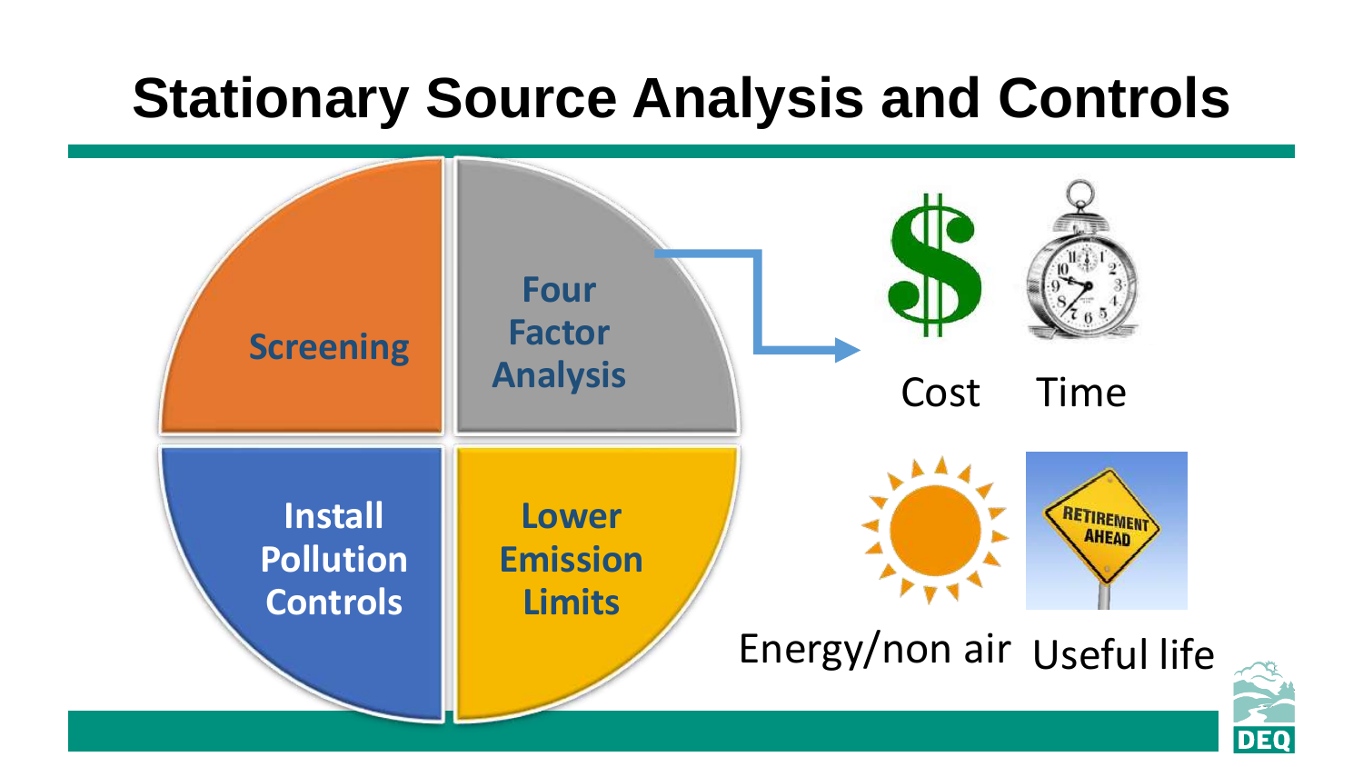# Stationary Source Analysis and Controls

- Screening
- Four Factor Analysis
- Lower Emission Limits
- Install Pollution Controls

Four Factor Analysis:

- Cost
- Time
- Energy/non air
- Useful life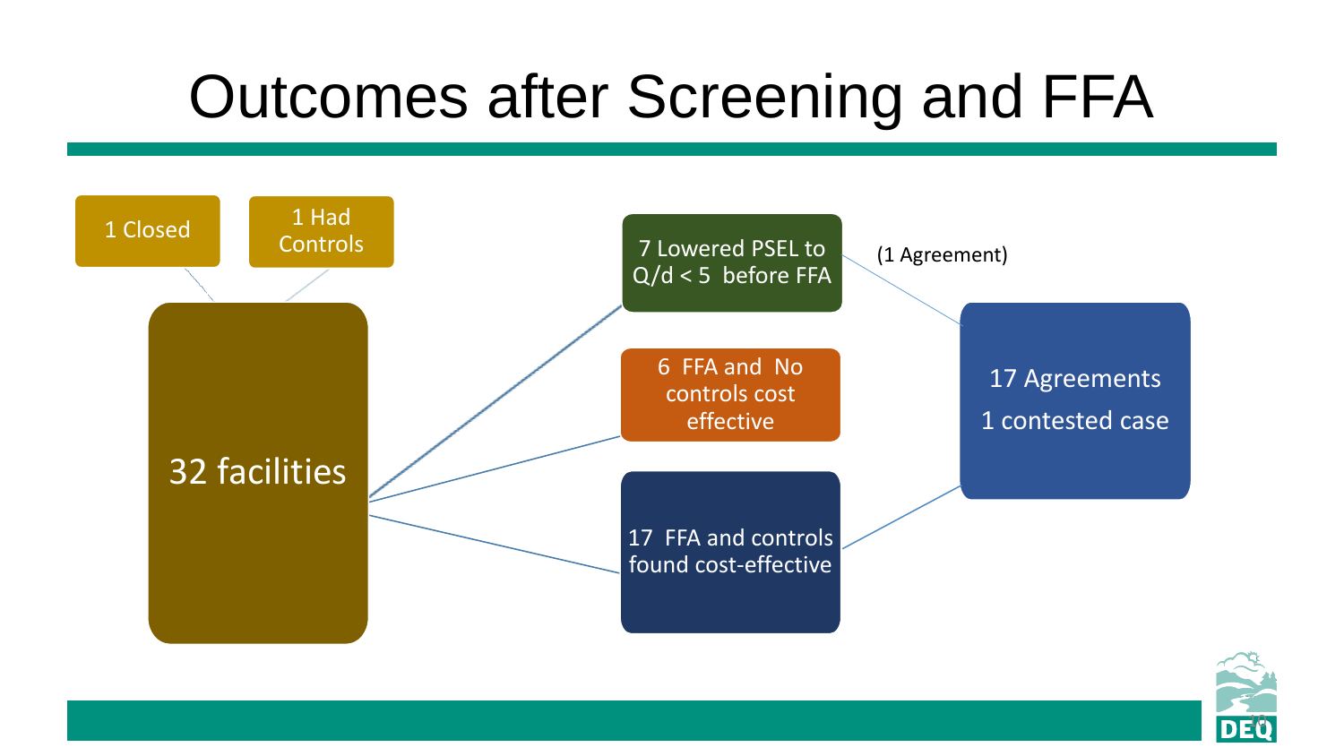# Outcomes after Screening and FFA

- 32 facilities
  - 1 Closed
  - 1 Had Controls
  - 7 Lowered PSEL to $Q/d < 5$ before FFA (1 Agreement)
  - 6 FFA and No controls cost effective
  - 17 FFA and controls found cost-effective

17 Agreements

1 contested case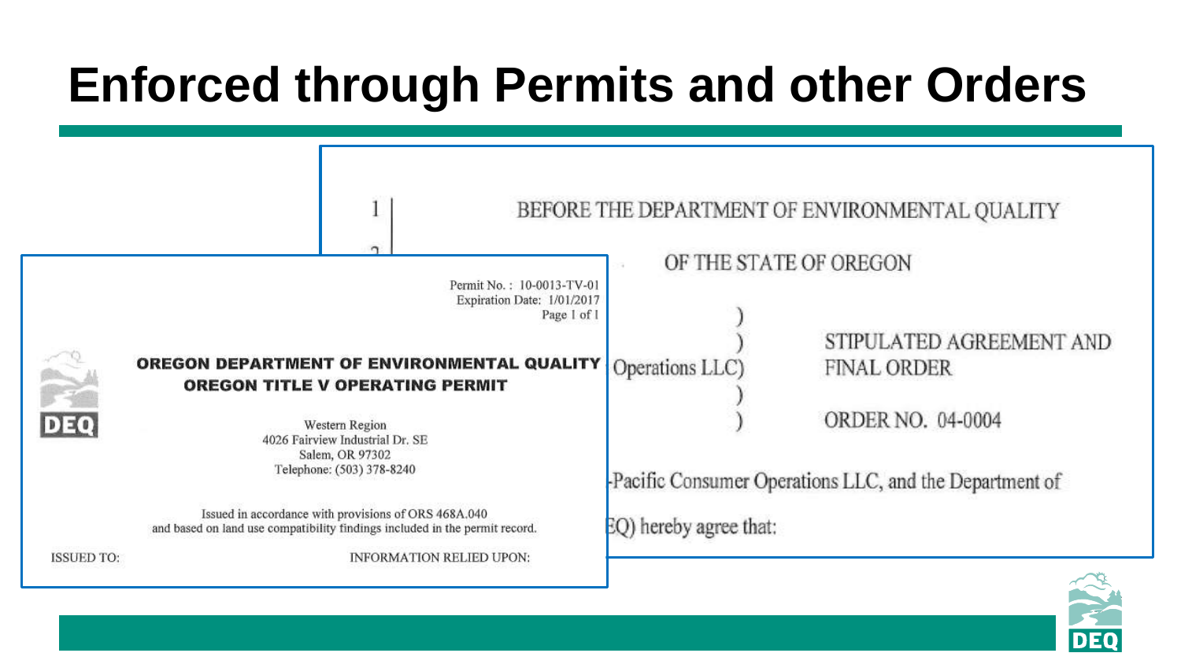# Enforced through Permits and other Orders

1 | BEFORE THE DEPARTMENT OF ENVIRONMENTAL QUALITY

OF THE STATE OF OREGON

Operations LLC) STIPULATED AGREEMENT AND FINAL ORDER

ORDER NO. 04-0004

-Pacific Consumer Operations LLC, and the Department of

EQ) hereby agree that:

Permit No.: 10-0013-TV-01
Expiration Date: 1/01/2017
Page 1 of 1

**OREGON DEPARTMENT OF ENVIRONMENTAL QUALITY**
**OREGON TITLE V OPERATING PERMIT**

Western Region
4026 Fairview Industrial Dr. SE
Salem, OR 97302
Telephone: (503) 378-8240

Issued in accordance with provisions of ORS 468A.040
and based on land use compatibility findings included in the permit record.

ISSUED TO: INFORMATION RELIED UPON: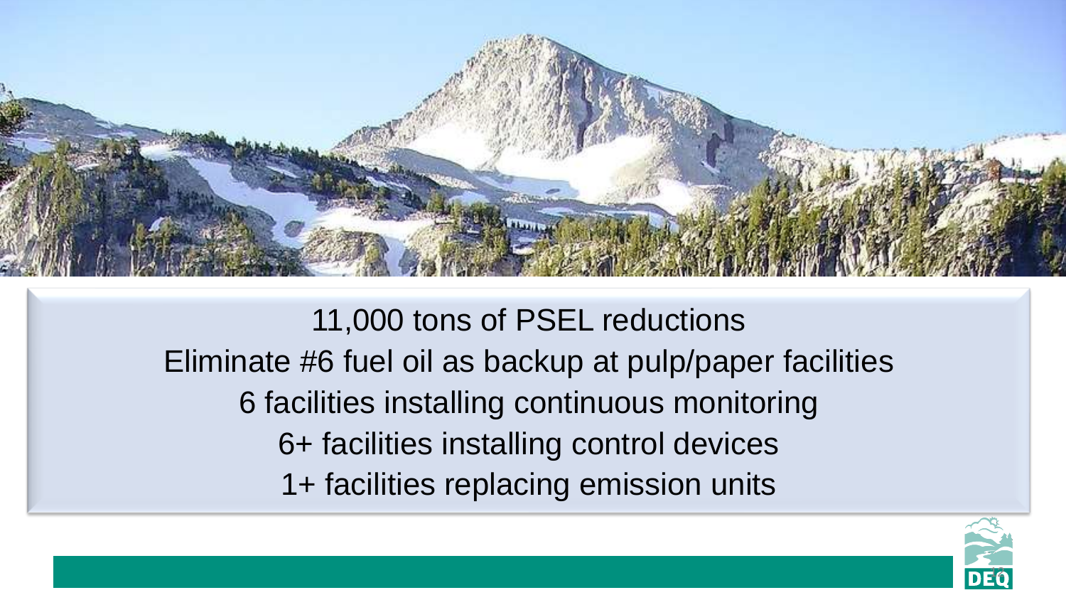11,000 tons of PSEL reductions

Eliminate #6 fuel oil as backup at pulp/paper facilities

6 facilities installing continuous monitoring

6+ facilities installing control devices

1+ facilities replacing emission units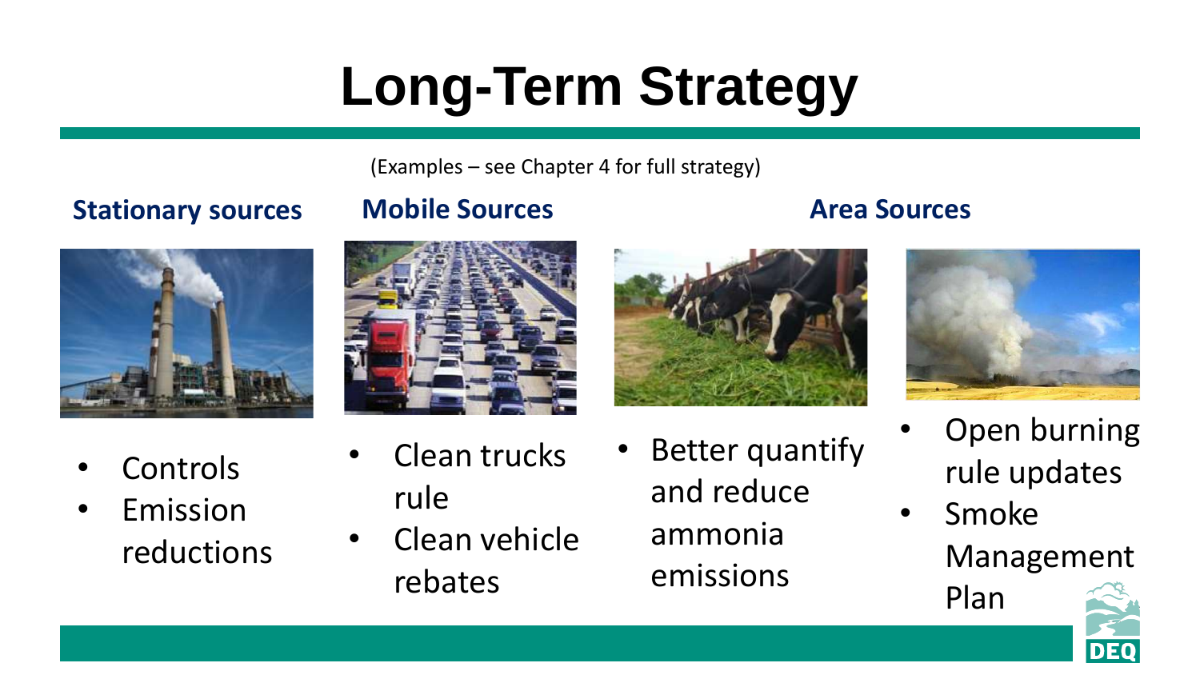# Long-Term Strategy

(Examples – see Chapter 4 for full strategy)

### Stationary sources

- Controls
- Emission reductions

### Mobile Sources

- Clean trucks rule
- Clean vehicle rebates

### Area Sources

- Better quantify and reduce ammonia emissions
- Open burning rule updates
- Smoke Management Plan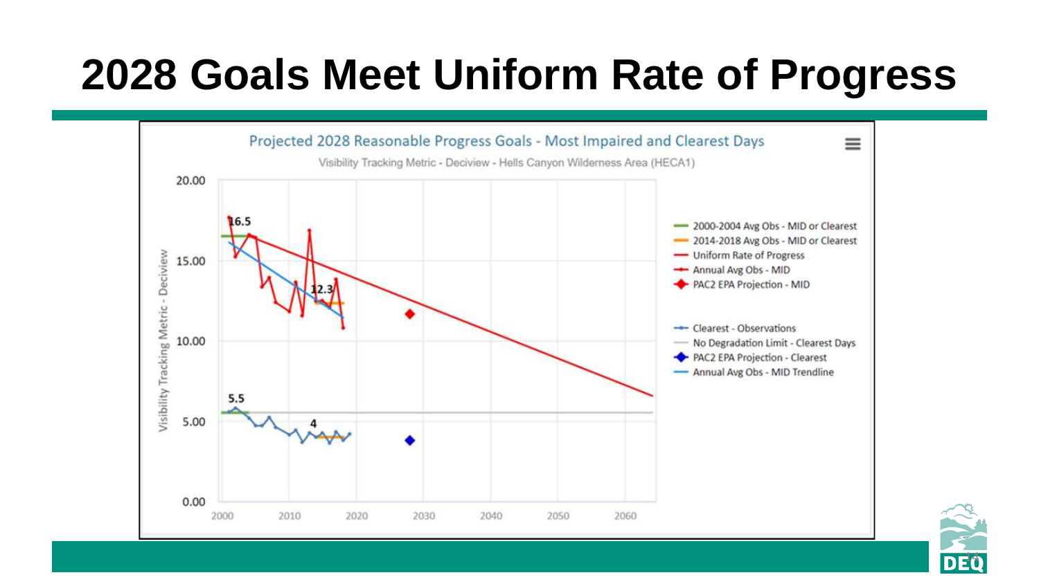# 2028 Goals Meet Uniform Rate of Progress

Projected 2028 Reasonable Progress Goals - Most Impaired and Clearest Days

Visibility Tracking Metric - Deciview - Hells Canyon Wilderness Area (HECA1)

Visibility Tracking Metric - Deciview

20.00
15.00
10.00
5.00
0.00

2000 2010 2020 2030 2040 2050 2060

16.5
12.3
5.5
4

- 2000-2004 Avg Obs - MID or Clearest
- 2014-2018 Avg Obs - MID or Clearest
- Uniform Rate of Progress
- Annual Avg Obs - MID
- PAC2 EPA Projection - MID
- Clearest - Observations
- No Degradation Limit - Clearest Days
- PAC2 EPA Projection - Clearest
- Annual Avg Obs - MID Trendline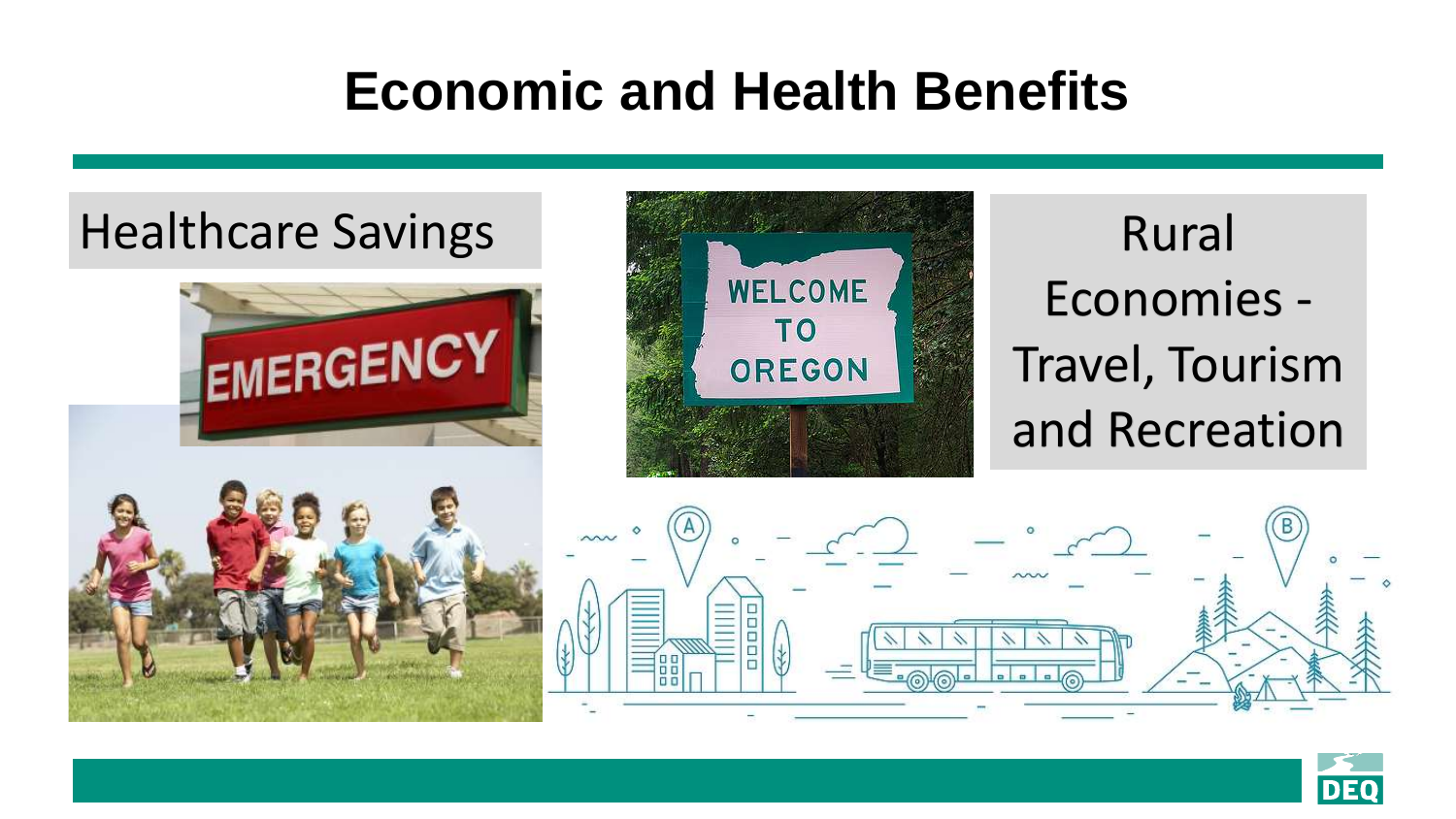# Economic and Health Benefits

Healthcare Savings

Rural Economies - Travel, Tourism and Recreation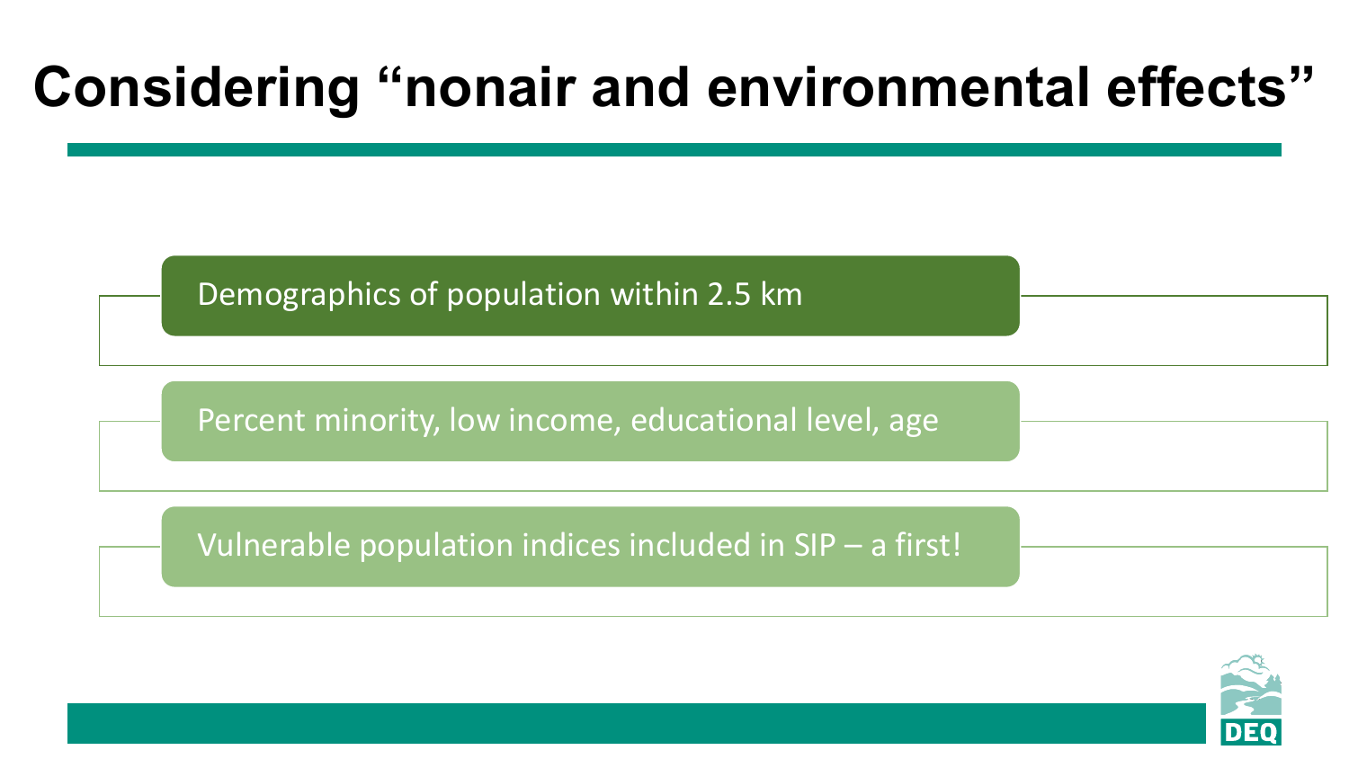# Considering “nonair and environmental effects”

- Demographics of population within 2.5 km
- Percent minority, low income, educational level, age
- Vulnerable population indices included in SIP – a first!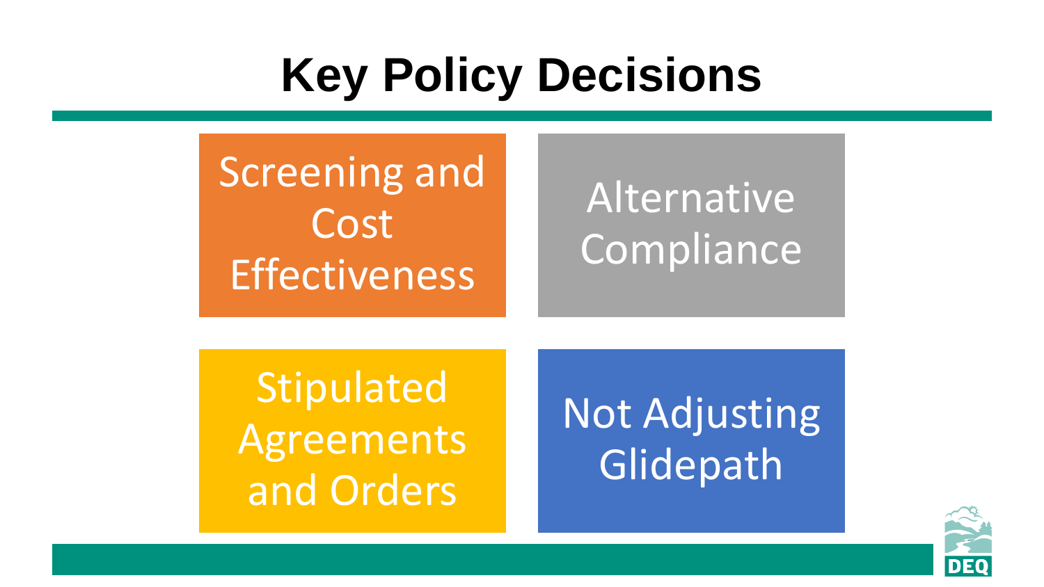# Key Policy Decisions

- Screening and Cost Effectiveness
- Alternative Compliance
- Stipulated Agreements and Orders
- Not Adjusting Glidepath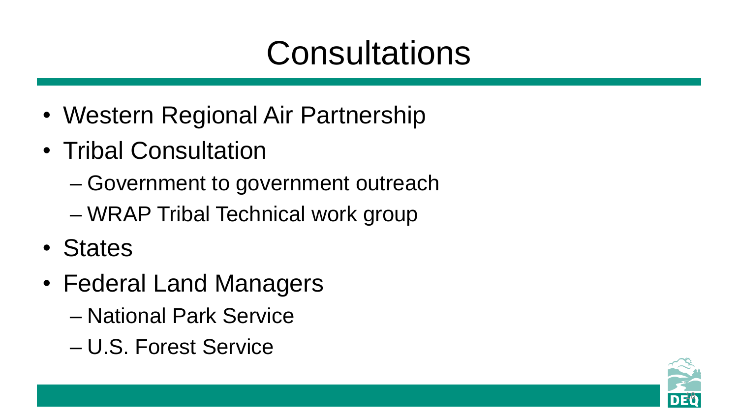# Consultations

- Western Regional Air Partnership
- Tribal Consultation
  - Government to government outreach
  - WRAP Tribal Technical work group
- States
- Federal Land Managers
  - National Park Service
  - U.S. Forest Service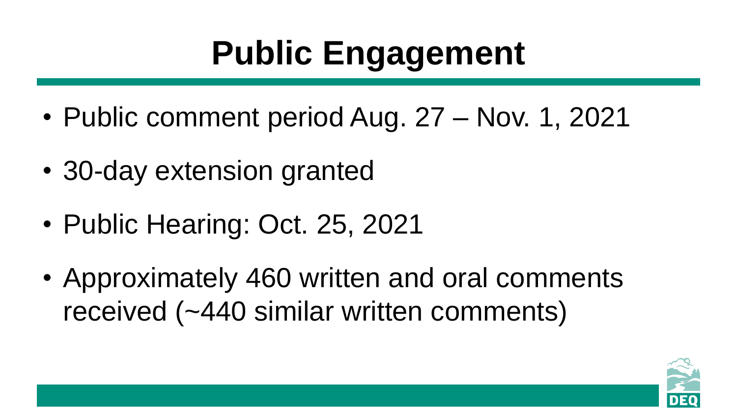# Public Engagement

- Public comment period Aug. 27 – Nov. 1, 2021
- 30-day extension granted
- Public Hearing: Oct. 25, 2021
- Approximately 460 written and oral comments received (~440 similar written comments)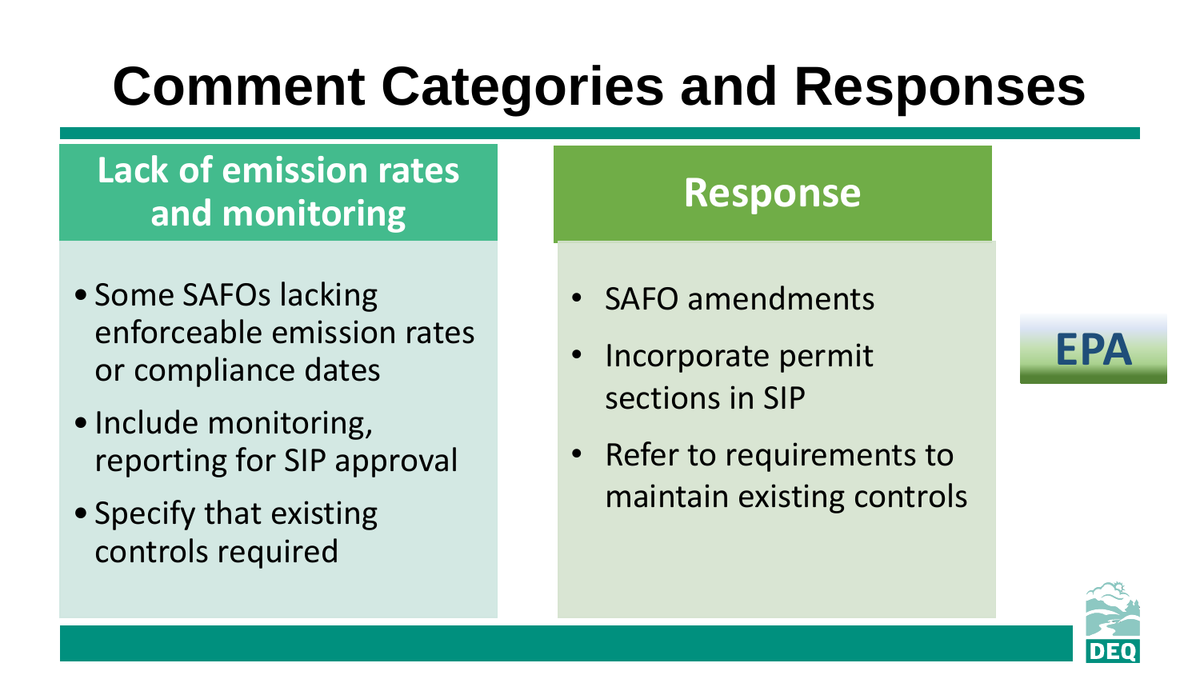# Comment Categories and Responses

## Lack of emission rates and monitoring

- Some SAFOs lacking enforceable emission rates or compliance dates
- Include monitoring, reporting for SIP approval
- Specify that existing controls required

## Response

- SAFO amendments
- Incorporate permit sections in SIP
- Refer to requirements to maintain existing controls

EPA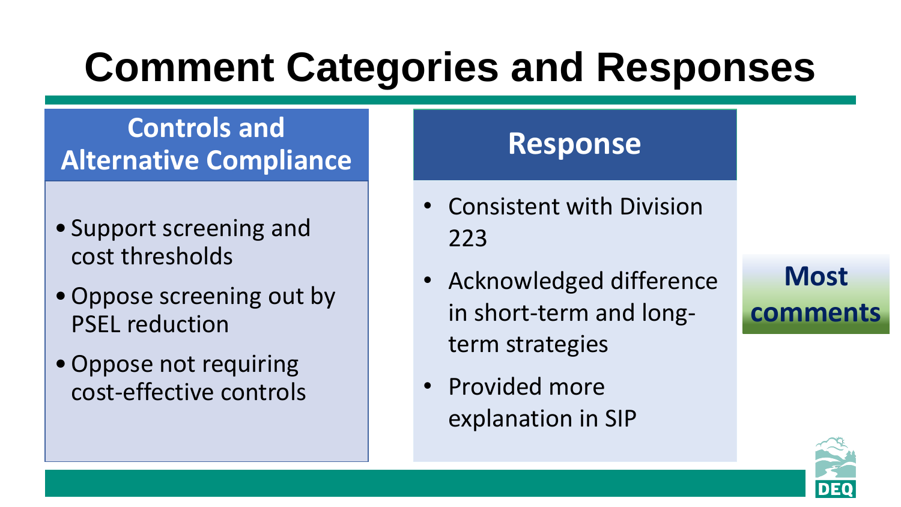# Comment Categories and Responses

## Controls and Alternative Compliance

- Support screening and cost thresholds
- Oppose screening out by PSEL reduction
- Oppose not requiring cost-effective controls

## Response

- Consistent with Division 223
- Acknowledged difference in short-term and long-term strategies
- Provided more explanation in SIP

**Most comments**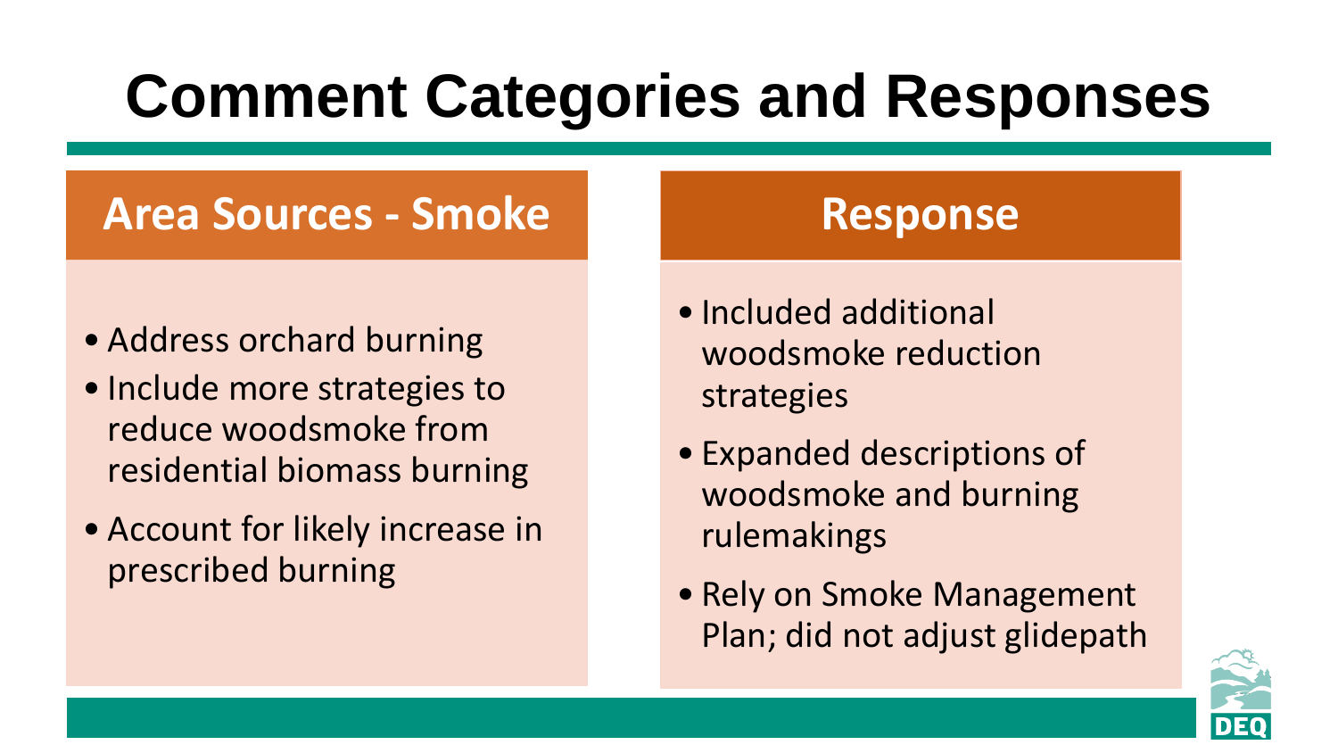# Comment Categories and Responses

## Area Sources - Smoke

- Address orchard burning
- Include more strategies to reduce woodsmoke from residential biomass burning
- Account for likely increase in prescribed burning

## Response

- Included additional woodsmoke reduction strategies
- Expanded descriptions of woodsmoke and burning rulemakings
- Rely on Smoke Management Plan; did not adjust glidepath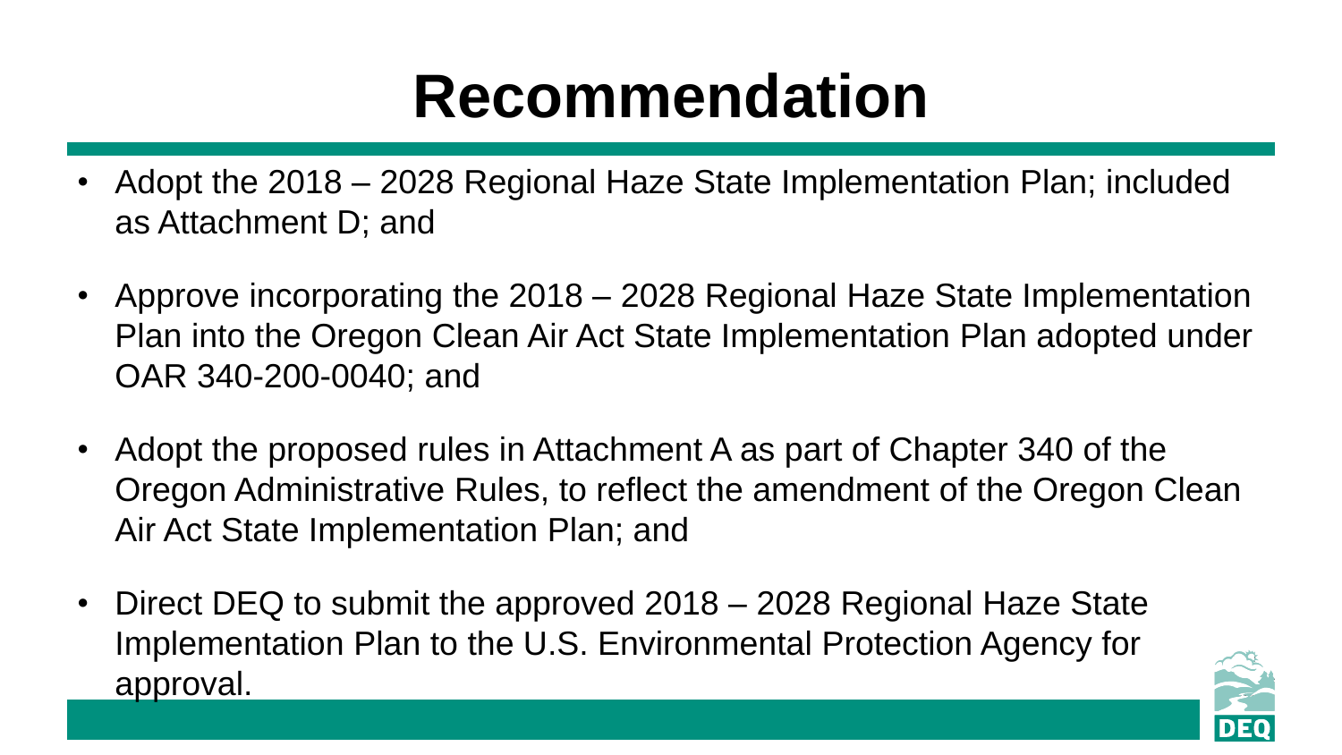# Recommendation

- Adopt the 2018 – 2028 Regional Haze State Implementation Plan; included as Attachment D; and
- Approve incorporating the 2018 – 2028 Regional Haze State Implementation Plan into the Oregon Clean Air Act State Implementation Plan adopted under OAR 340-200-0040; and
- Adopt the proposed rules in Attachment A as part of Chapter 340 of the Oregon Administrative Rules, to reflect the amendment of the Oregon Clean Air Act State Implementation Plan; and
- Direct DEQ to submit the approved 2018 – 2028 Regional Haze State Implementation Plan to the U.S. Environmental Protection Agency for approval.